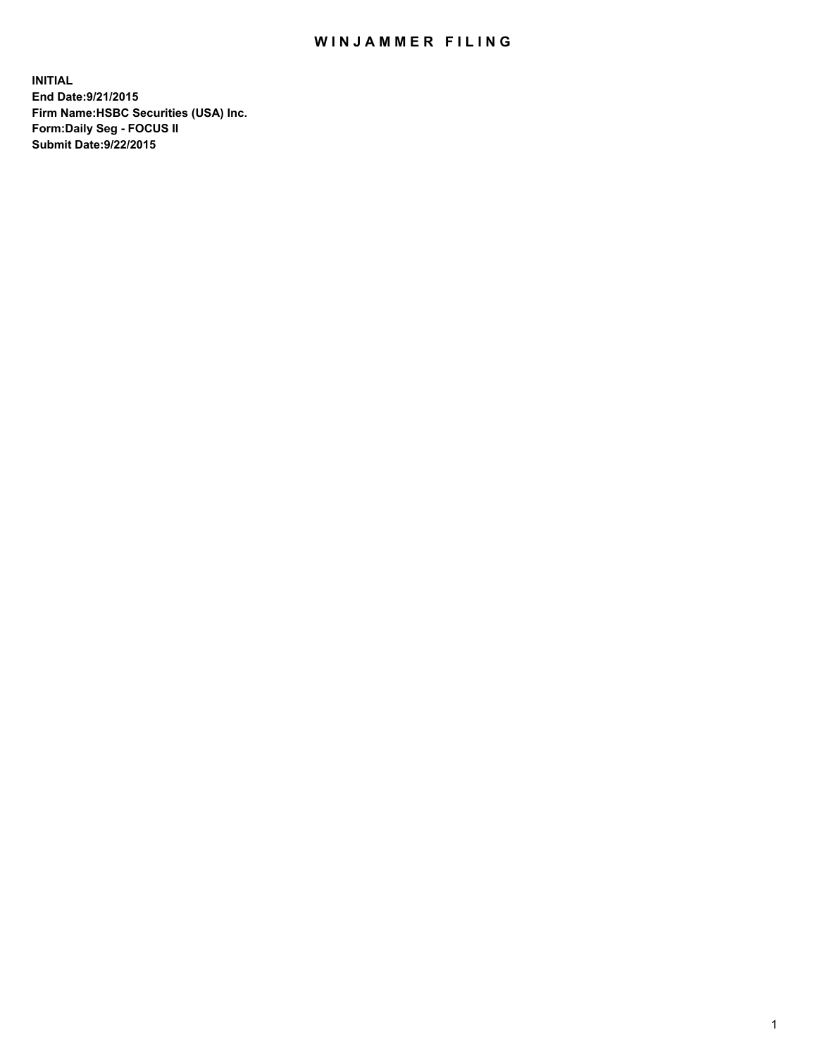# WINJAMMER FILING

**INITIAL**
**End Date:9/21/2015**
**Firm Name:HSBC Securities (USA) Inc.**
**Form:Daily Seg - FOCUS II**
**Submit Date:9/22/2015**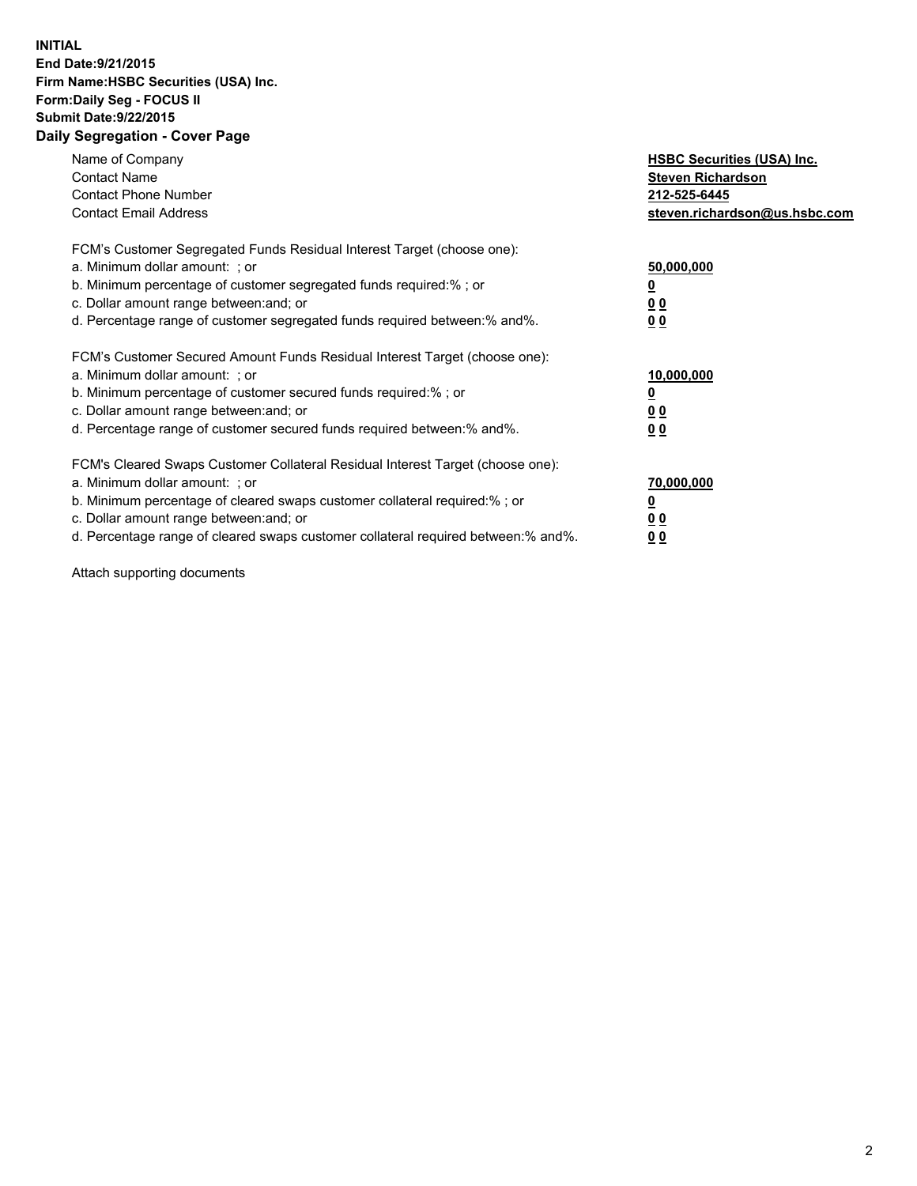**INITIAL**
**End Date:9/21/2015**
**Firm Name:HSBC Securities (USA) Inc.**
**Form:Daily Seg - FOCUS II**
**Submit Date:9/22/2015**

## Daily Segregation - Cover Page

| | |
|---|---|
| Name of Company | **HSBC Securities (USA) Inc.** |
| Contact Name | **Steven Richardson** |
| Contact Phone Number | **212-525-6445** |
| Contact Email Address | **steven.richardson@us.hsbc.com** |

| | |
|---|---|
| FCM's Customer Segregated Funds Residual Interest Target (choose one): | |
| a. Minimum dollar amount: ; or | **50,000,000** |
| b. Minimum percentage of customer segregated funds required:% ; or | **0** |
| c. Dollar amount range between:and; or | **0 0** |
| d. Percentage range of customer segregated funds required between:% and%. | **0 0** |

| | |
|---|---|
| FCM's Customer Secured Amount Funds Residual Interest Target (choose one): | |
| a. Minimum dollar amount: ; or | **10,000,000** |
| b. Minimum percentage of customer secured funds required:% ; or | **0** |
| c. Dollar amount range between:and; or | **0 0** |
| d. Percentage range of customer secured funds required between:% and%. | **0 0** |

| | |
|---|---|
| FCM's Cleared Swaps Customer Collateral Residual Interest Target (choose one): | |
| a. Minimum dollar amount: ; or | **70,000,000** |
| b. Minimum percentage of cleared swaps customer collateral required:% ; or | **0** |
| c. Dollar amount range between:and; or | **0 0** |
| d. Percentage range of cleared swaps customer collateral required between:% and%. | **0 0** |

Attach supporting documents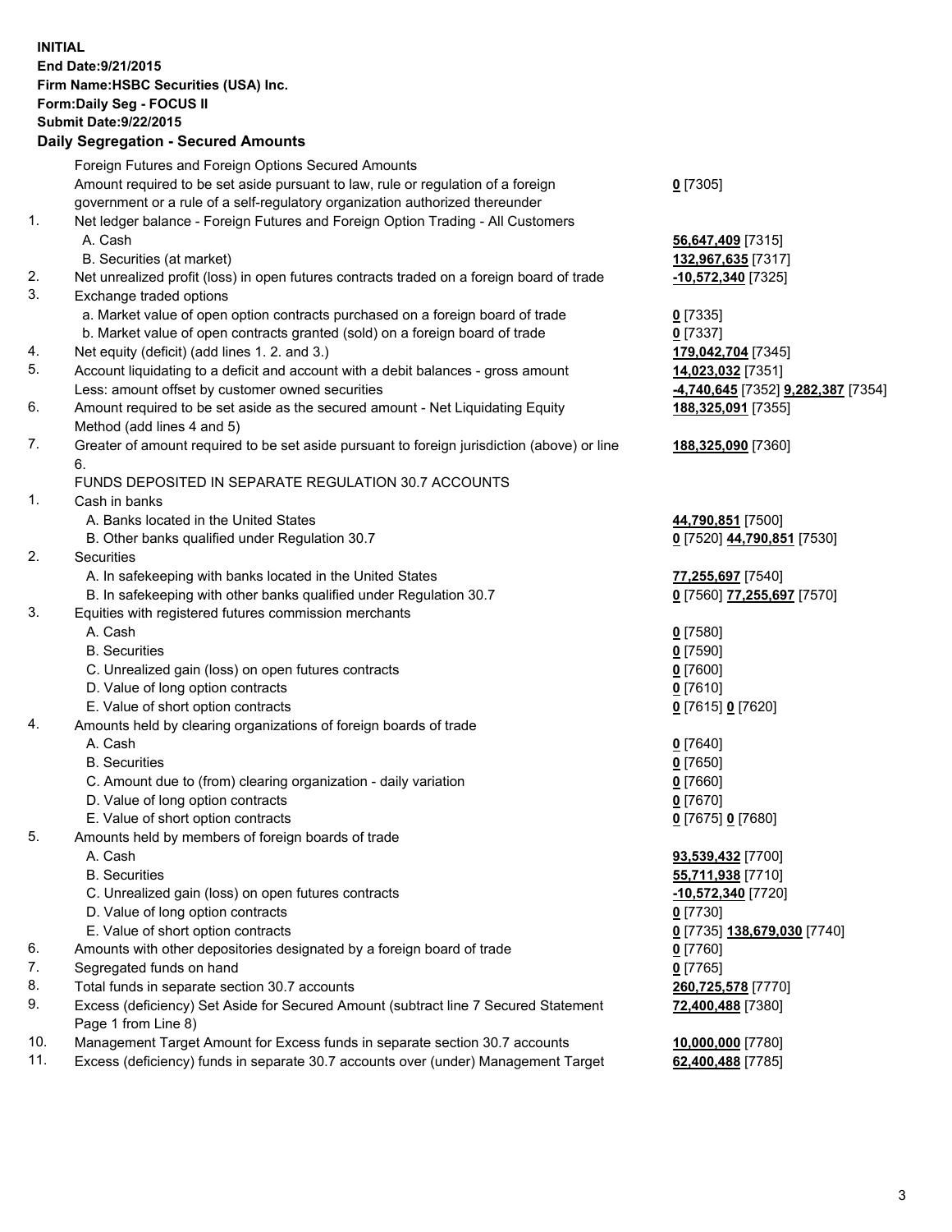**INITIAL**
**End Date:9/21/2015**
**Firm Name:HSBC Securities (USA) Inc.**
**Form:Daily Seg - FOCUS II**
**Submit Date:9/22/2015**

## Daily Segregation - Secured Amounts

| | | |
|---|---|---|
| | Foreign Futures and Foreign Options Secured Amounts | |
| | Amount required to be set aside pursuant to law, rule or regulation of a foreign government or a rule of a self-regulatory organization authorized thereunder | **0** [7305] |
| 1. | Net ledger balance - Foreign Futures and Foreign Option Trading - All Customers | |
| | A. Cash | **56,647,409** [7315] |
| | B. Securities (at market) | **132,967,635** [7317] |
| 2. | Net unrealized profit (loss) in open futures contracts traded on a foreign board of trade | **-10,572,340** [7325] |
| 3. | Exchange traded options | |
| | a. Market value of open option contracts purchased on a foreign board of trade | **0** [7335] |
| | b. Market value of open contracts granted (sold) on a foreign board of trade | **0** [7337] |
| 4. | Net equity (deficit) (add lines 1. 2. and 3.) | **179,042,704** [7345] |
| 5. | Account liquidating to a deficit and account with a debit balances - gross amount | **14,023,032** [7351] |
| | Less: amount offset by customer owned securities | **-4,740,645** [7352] **9,282,387** [7354] |
| 6. | Amount required to be set aside as the secured amount - Net Liquidating Equity Method (add lines 4 and 5) | **188,325,091** [7355] |
| 7. | Greater of amount required to be set aside pursuant to foreign jurisdiction (above) or line 6. | **188,325,090** [7360] |
| | FUNDS DEPOSITED IN SEPARATE REGULATION 30.7 ACCOUNTS | |
| 1. | Cash in banks | |
| | A. Banks located in the United States | **44,790,851** [7500] |
| | B. Other banks qualified under Regulation 30.7 | **0** [7520] **44,790,851** [7530] |
| 2. | Securities | |
| | A. In safekeeping with banks located in the United States | **77,255,697** [7540] |
| | B. In safekeeping with other banks qualified under Regulation 30.7 | **0** [7560] **77,255,697** [7570] |
| 3. | Equities with registered futures commission merchants | |
| | A. Cash | **0** [7580] |
| | B. Securities | **0** [7590] |
| | C. Unrealized gain (loss) on open futures contracts | **0** [7600] |
| | D. Value of long option contracts | **0** [7610] |
| | E. Value of short option contracts | **0** [7615] **0** [7620] |
| 4. | Amounts held by clearing organizations of foreign boards of trade | |
| | A. Cash | **0** [7640] |
| | B. Securities | **0** [7650] |
| | C. Amount due to (from) clearing organization - daily variation | **0** [7660] |
| | D. Value of long option contracts | **0** [7670] |
| | E. Value of short option contracts | **0** [7675] **0** [7680] |
| 5. | Amounts held by members of foreign boards of trade | |
| | A. Cash | **93,539,432** [7700] |
| | B. Securities | **55,711,938** [7710] |
| | C. Unrealized gain (loss) on open futures contracts | **-10,572,340** [7720] |
| | D. Value of long option contracts | **0** [7730] |
| | E. Value of short option contracts | **0** [7735] **138,679,030** [7740] |
| 6. | Amounts with other depositories designated by a foreign board of trade | **0** [7760] |
| 7. | Segregated funds on hand | **0** [7765] |
| 8. | Total funds in separate section 30.7 accounts | **260,725,578** [7770] |
| 9. | Excess (deficiency) Set Aside for Secured Amount (subtract line 7 Secured Statement Page 1 from Line 8) | **72,400,488** [7380] |
| 10. | Management Target Amount for Excess funds in separate section 30.7 accounts | **10,000,000** [7780] |
| 11. | Excess (deficiency) funds in separate 30.7 accounts over (under) Management Target | **62,400,488** [7785] |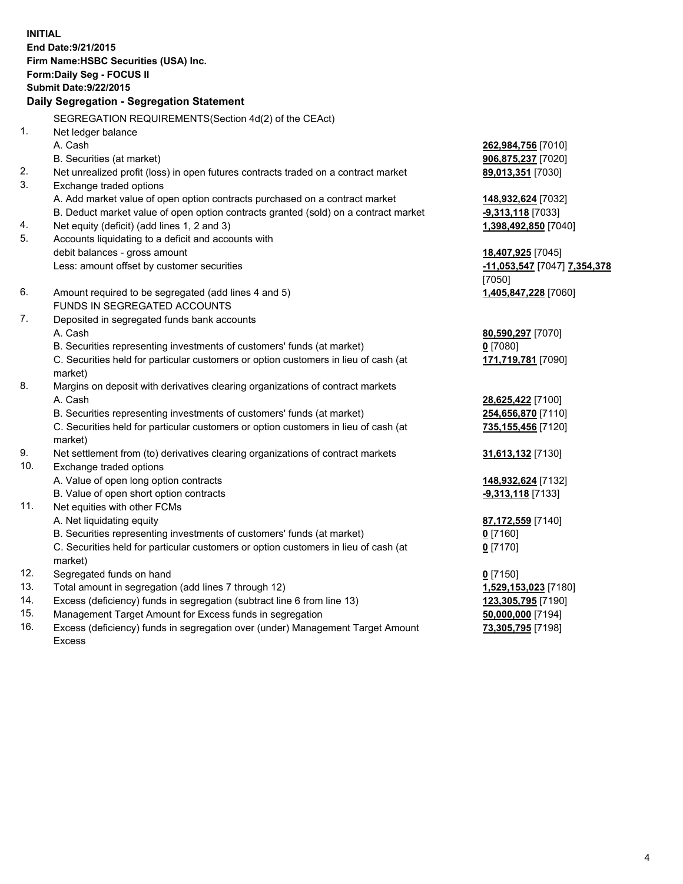**INITIAL**
**End Date:9/21/2015**
**Firm Name:HSBC Securities (USA) Inc.**
**Form:Daily Seg - FOCUS II**
**Submit Date:9/22/2015**

**Daily Segregation - Segregation Statement**

SEGREGATION REQUIREMENTS(Section 4d(2) of the CEAct)

| | | |
|---|---|---|
| 1. | Net ledger balance | |
| | A. Cash | **262,984,756** [7010] |
| | B. Securities (at market) | **906,875,237** [7020] |
| 2. | Net unrealized profit (loss) in open futures contracts traded on a contract market | **89,013,351** [7030] |
| 3. | Exchange traded options | |
| | A. Add market value of open option contracts purchased on a contract market | **148,932,624** [7032] |
| | B. Deduct market value of open option contracts granted (sold) on a contract market | **-9,313,118** [7033] |
| 4. | Net equity (deficit) (add lines 1, 2 and 3) | **1,398,492,850** [7040] |
| 5. | Accounts liquidating to a deficit and accounts with | |
| | debit balances - gross amount | **18,407,925** [7045] |
| | Less: amount offset by customer securities | **-11,053,547** [7047] **7,354,378** [7050] |
| 6. | Amount required to be segregated (add lines 4 and 5) | **1,405,847,228** [7060] |
| | FUNDS IN SEGREGATED ACCOUNTS | |
| 7. | Deposited in segregated funds bank accounts | |
| | A. Cash | **80,590,297** [7070] |
| | B. Securities representing investments of customers' funds (at market) | **0** [7080] |
| | C. Securities held for particular customers or option customers in lieu of cash (at market) | **171,719,781** [7090] |
| 8. | Margins on deposit with derivatives clearing organizations of contract markets | |
| | A. Cash | **28,625,422** [7100] |
| | B. Securities representing investments of customers' funds (at market) | **254,656,870** [7110] |
| | C. Securities held for particular customers or option customers in lieu of cash (at market) | **735,155,456** [7120] |
| 9. | Net settlement from (to) derivatives clearing organizations of contract markets | **31,613,132** [7130] |
| 10. | Exchange traded options | |
| | A. Value of open long option contracts | **148,932,624** [7132] |
| | B. Value of open short option contracts | **-9,313,118** [7133] |
| 11. | Net equities with other FCMs | |
| | A. Net liquidating equity | **87,172,559** [7140] |
| | B. Securities representing investments of customers' funds (at market) | **0** [7160] |
| | C. Securities held for particular customers or option customers in lieu of cash (at market) | **0** [7170] |
| 12. | Segregated funds on hand | **0** [7150] |
| 13. | Total amount in segregation (add lines 7 through 12) | **1,529,153,023** [7180] |
| 14. | Excess (deficiency) funds in segregation (subtract line 6 from line 13) | **123,305,795** [7190] |
| 15. | Management Target Amount for Excess funds in segregation | **50,000,000** [7194] |
| 16. | Excess (deficiency) funds in segregation over (under) Management Target Amount Excess | **73,305,795** [7198] |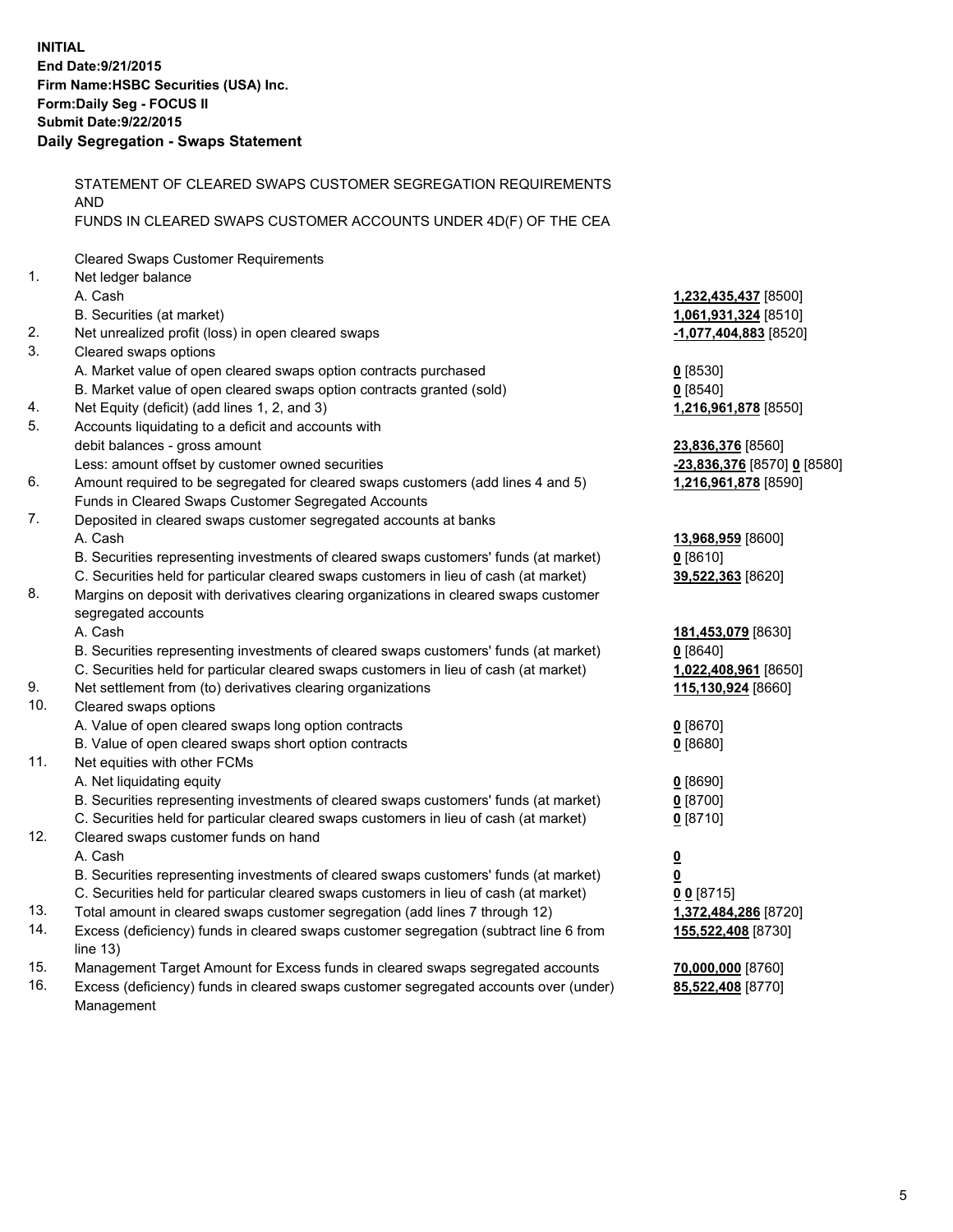**INITIAL**
**End Date:9/21/2015**
**Firm Name:HSBC Securities (USA) Inc.**
**Form:Daily Seg - FOCUS II**
**Submit Date:9/22/2015**
**Daily Segregation - Swaps Statement**

STATEMENT OF CLEARED SWAPS CUSTOMER SEGREGATION REQUIREMENTS AND FUNDS IN CLEARED SWAPS CUSTOMER ACCOUNTS UNDER 4D(F) OF THE CEA

| | | |
|---|---|---|
| | Cleared Swaps Customer Requirements | |
| 1. | Net ledger balance | |
| | A. Cash | **1,232,435,437** [8500] |
| | B. Securities (at market) | **1,061,931,324** [8510] |
| 2. | Net unrealized profit (loss) in open cleared swaps | **-1,077,404,883** [8520] |
| 3. | Cleared swaps options | |
| | A. Market value of open cleared swaps option contracts purchased | **0** [8530] |
| | B. Market value of open cleared swaps option contracts granted (sold) | **0** [8540] |
| 4. | Net Equity (deficit) (add lines 1, 2, and 3) | **1,216,961,878** [8550] |
| 5. | Accounts liquidating to a deficit and accounts with debit balances - gross amount | **23,836,376** [8560] |
| | Less: amount offset by customer owned securities | **-23,836,376** [8570] **0** [8580] |
| 6. | Amount required to be segregated for cleared swaps customers (add lines 4 and 5) | **1,216,961,878** [8590] |
| | Funds in Cleared Swaps Customer Segregated Accounts | |
| 7. | Deposited in cleared swaps customer segregated accounts at banks | |
| | A. Cash | **13,968,959** [8600] |
| | B. Securities representing investments of cleared swaps customers' funds (at market) | **0** [8610] |
| | C. Securities held for particular cleared swaps customers in lieu of cash (at market) | **39,522,363** [8620] |
| 8. | Margins on deposit with derivatives clearing organizations in cleared swaps customer segregated accounts | |
| | A. Cash | **181,453,079** [8630] |
| | B. Securities representing investments of cleared swaps customers' funds (at market) | **0** [8640] |
| | C. Securities held for particular cleared swaps customers in lieu of cash (at market) | **1,022,408,961** [8650] |
| 9. | Net settlement from (to) derivatives clearing organizations | **115,130,924** [8660] |
| 10. | Cleared swaps options | |
| | A. Value of open cleared swaps long option contracts | **0** [8670] |
| | B. Value of open cleared swaps short option contracts | **0** [8680] |
| 11. | Net equities with other FCMs | |
| | A. Net liquidating equity | **0** [8690] |
| | B. Securities representing investments of cleared swaps customers' funds (at market) | **0** [8700] |
| | C. Securities held for particular cleared swaps customers in lieu of cash (at market) | **0** [8710] |
| 12. | Cleared swaps customer funds on hand | |
| | A. Cash | **0** |
| | B. Securities representing investments of cleared swaps customers' funds (at market) | **0** |
| | C. Securities held for particular cleared swaps customers in lieu of cash (at market) | **0** **0** [8715] |
| 13. | Total amount in cleared swaps customer segregation (add lines 7 through 12) | **1,372,484,286** [8720] |
| 14. | Excess (deficiency) funds in cleared swaps customer segregation (subtract line 6 from line 13) | **155,522,408** [8730] |
| 15. | Management Target Amount for Excess funds in cleared swaps segregated accounts | **70,000,000** [8760] |
| 16. | Excess (deficiency) funds in cleared swaps customer segregated accounts over (under) Management | **85,522,408** [8770] |